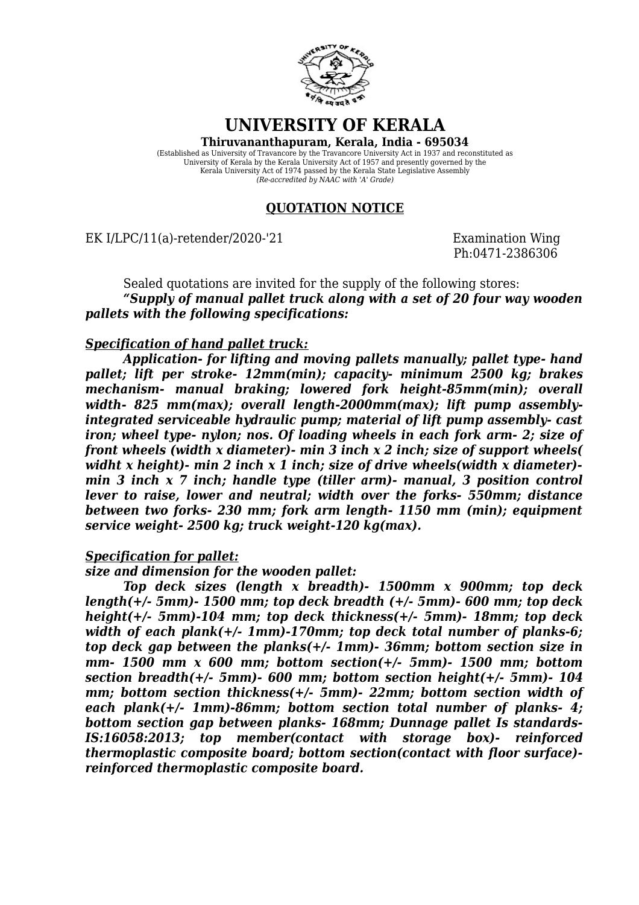# UNIVERSITY OF KERALA

**Thiruvananthapuram, Kerala, India - 695034**

(Established as University of Travancore by the Travancore University Act in 1937 and reconstituted as University of Kerala by the Kerala University Act of 1957 and presently governed by the Kerala University Act of 1974 passed by the Kerala State Legislative Assembly
*(Re-accredited by NAAC with 'A' Grade)*

## QUOTATION NOTICE

EK I/LPC/11(a)-retender/2020-'21 — Examination Wing
Ph:0471-2386306

Sealed quotations are invited for the supply of the following stores:

***"Supply of manual pallet truck along with a set of 20 four way wooden pallets with the following specifications:***

***Specification of hand pallet truck:***

***Application- for lifting and moving pallets manually; pallet type- hand pallet; lift per stroke- 12mm(min); capacity- minimum 2500 kg; brakes mechanism- manual braking; lowered fork height-85mm(min); overall width- 825 mm(max); overall length-2000mm(max); lift pump assembly- integrated serviceable hydraulic pump; material of lift pump assembly- cast iron; wheel type- nylon; nos. Of loading wheels in each fork arm- 2; size of front wheels (width x diameter)- min 3 inch x 2 inch; size of support wheels( widht x height)- min 2 inch x 1 inch; size of drive wheels(width x diameter)- min 3 inch x 7 inch; handle type (tiller arm)- manual, 3 position control lever to raise, lower and neutral; width over the forks- 550mm; distance between two forks- 230 mm; fork arm length- 1150 mm (min); equipment service weight- 2500 kg; truck weight-120 kg(max).***

***Specification for pallet:***

***size and dimension for the wooden pallet:***

***Top deck sizes (length x breadth)- 1500mm x 900mm; top deck length(+/- 5mm)- 1500 mm; top deck breadth (+/- 5mm)- 600 mm; top deck height(+/- 5mm)-104 mm; top deck thickness(+/- 5mm)- 18mm; top deck width of each plank(+/- 1mm)-170mm; top deck total number of planks-6; top deck gap between the planks(+/- 1mm)- 36mm; bottom section size in mm- 1500 mm x 600 mm; bottom section(+/- 5mm)- 1500 mm; bottom section breadth(+/- 5mm)- 600 mm; bottom section height(+/- 5mm)- 104 mm; bottom section thickness(+/- 5mm)- 22mm; bottom section width of each plank(+/- 1mm)-86mm; bottom section total number of planks- 4; bottom section gap between planks- 168mm; Dunnage pallet Is standards- IS:16058:2013; top member(contact with storage box)- reinforced thermoplastic composite board; bottom section(contact with floor surface)- reinforced thermoplastic composite board.***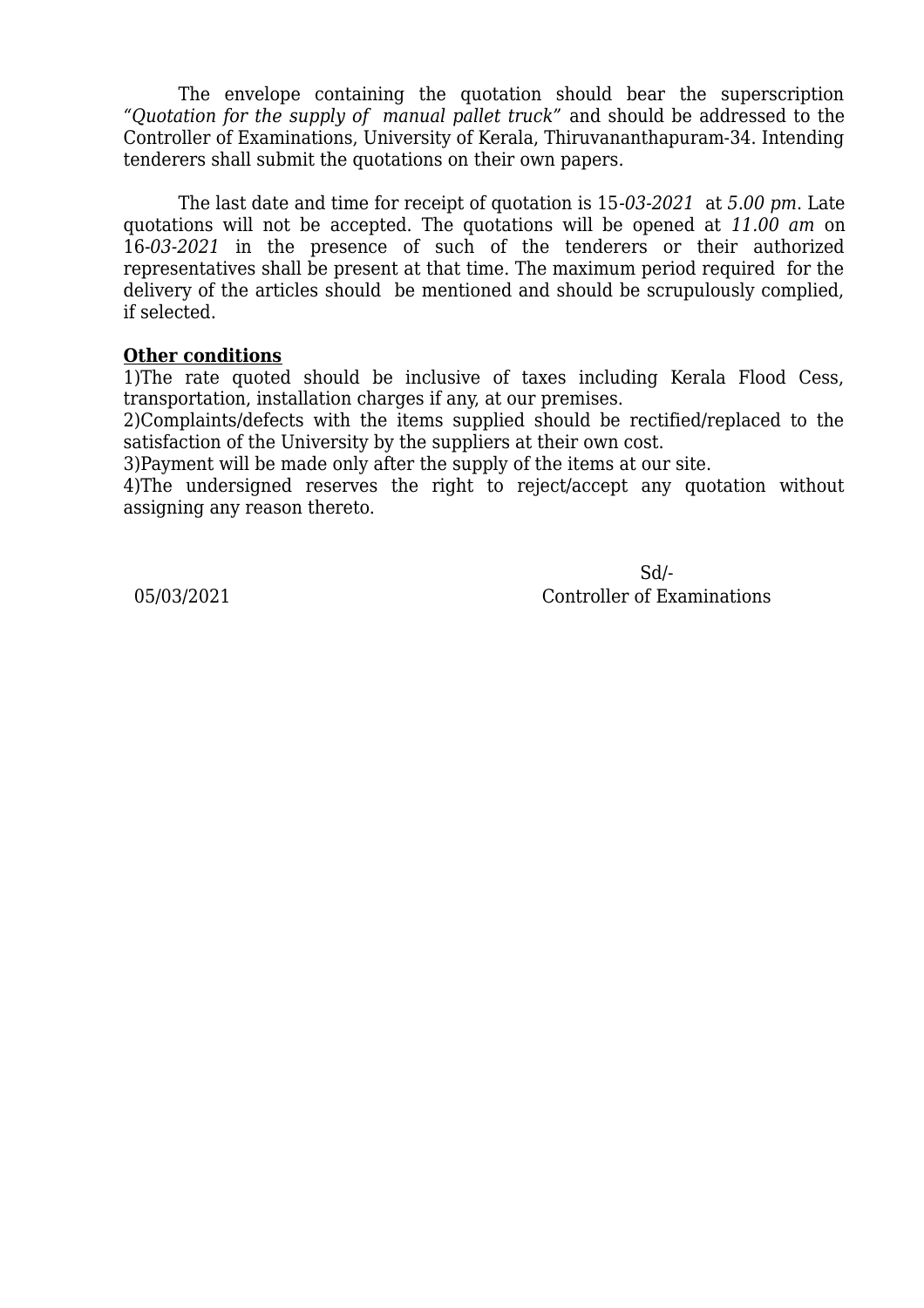The envelope containing the quotation should bear the superscription *"Quotation for the supply of manual pallet truck"* and should be addressed to the Controller of Examinations, University of Kerala, Thiruvananthapuram-34. Intending tenderers shall submit the quotations on their own papers.

The last date and time for receipt of quotation is 15*-03-2021* at *5.00 pm*. Late quotations will not be accepted. The quotations will be opened at *11.00 am* on 16*-03-2021* in the presence of such of the tenderers or their authorized representatives shall be present at that time. The maximum period required for the delivery of the articles should be mentioned and should be scrupulously complied, if selected.

**Other conditions**

1)The rate quoted should be inclusive of taxes including Kerala Flood Cess, transportation, installation charges if any, at our premises.

2)Complaints/defects with the items supplied should be rectified/replaced to the satisfaction of the University by the suppliers at their own cost.

3)Payment will be made only after the supply of the items at our site.

4)The undersigned reserves the right to reject/accept any quotation without assigning any reason thereto.

Sd/-

05/03/2021 Controller of Examinations